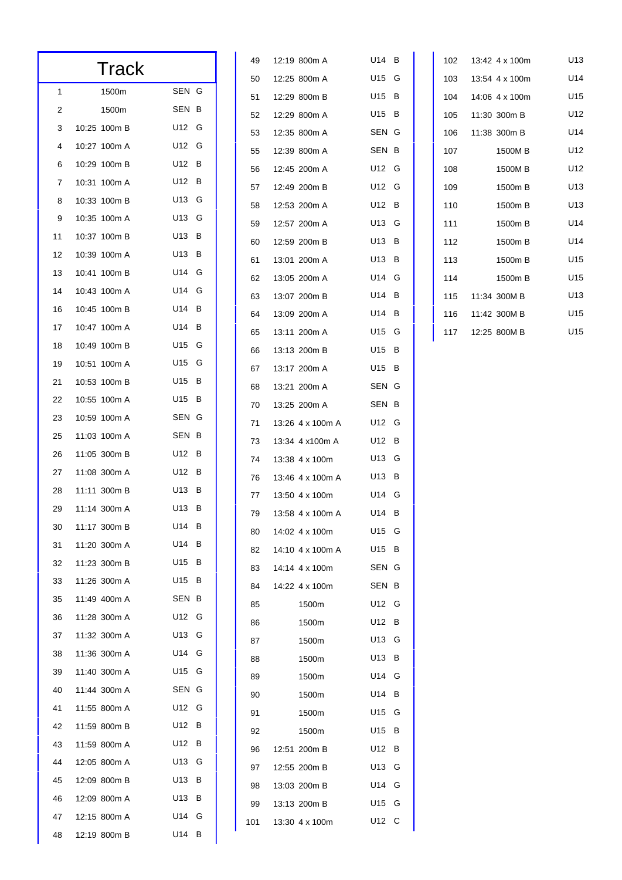# Track

| No. | Time | Event | Age | Sex |
|---|---|---|---|---|
| 1 | | 1500m | SEN | G |
| 2 | | 1500m | SEN | B |
| 3 | 10:25 | 100m B | U12 | G |
| 4 | 10:27 | 100m A | U12 | G |
| 6 | 10:29 | 100m B | U12 | B |
| 7 | 10:31 | 100m A | U12 | B |
| 8 | 10:33 | 100m B | U13 | G |
| 9 | 10:35 | 100m A | U13 | G |
| 11 | 10:37 | 100m B | U13 | B |
| 12 | 10:39 | 100m A | U13 | B |
| 13 | 10:41 | 100m B | U14 | G |
| 14 | 10:43 | 100m A | U14 | G |
| 16 | 10:45 | 100m B | U14 | B |
| 17 | 10:47 | 100m A | U14 | B |
| 18 | 10:49 | 100m B | U15 | G |
| 19 | 10:51 | 100m A | U15 | G |
| 21 | 10:53 | 100m B | U15 | B |
| 22 | 10:55 | 100m A | U15 | B |
| 23 | 10:59 | 100m A | SEN | G |
| 25 | 11:03 | 100m A | SEN | B |
| 26 | 11:05 | 300m B | U12 | B |
| 27 | 11:08 | 300m A | U12 | B |
| 28 | 11:11 | 300m B | U13 | B |
| 29 | 11:14 | 300m A | U13 | B |
| 30 | 11:17 | 300m B | U14 | B |
| 31 | 11:20 | 300m A | U14 | B |
| 32 | 11:23 | 300m B | U15 | B |
| 33 | 11:26 | 300m A | U15 | B |
| 35 | 11:49 | 400m A | SEN | B |
| 36 | 11:28 | 300m A | U12 | G |
| 37 | 11:32 | 300m A | U13 | G |
| 38 | 11:36 | 300m A | U14 | G |
| 39 | 11:40 | 300m A | U15 | G |
| 40 | 11:44 | 300m A | SEN | G |
| 41 | 11:55 | 800m A | U12 | G |
| 42 | 11:59 | 800m B | U12 | B |
| 43 | 11:59 | 800m A | U12 | B |
| 44 | 12:05 | 800m A | U13 | G |
| 45 | 12:09 | 800m B | U13 | B |
| 46 | 12:09 | 800m A | U13 | B |
| 47 | 12:15 | 800m A | U14 | G |
| 48 | 12:19 | 800m B | U14 | B |
| 49 | 12:19 | 800m A | U14 | B |
| 50 | 12:25 | 800m A | U15 | G |
| 51 | 12:29 | 800m B | U15 | B |
| 52 | 12:29 | 800m A | U15 | B |
| 53 | 12:35 | 800m A | SEN | G |
| 55 | 12:39 | 800m A | SEN | B |
| 56 | 12:45 | 200m A | U12 | G |
| 57 | 12:49 | 200m B | U12 | G |
| 58 | 12:53 | 200m A | U12 | B |
| 59 | 12:57 | 200m A | U13 | G |
| 60 | 12:59 | 200m B | U13 | B |
| 61 | 13:01 | 200m A | U13 | B |
| 62 | 13:05 | 200m A | U14 | G |
| 63 | 13:07 | 200m B | U14 | B |
| 64 | 13:09 | 200m A | U14 | B |
| 65 | 13:11 | 200m A | U15 | G |
| 66 | 13:13 | 200m B | U15 | B |
| 67 | 13:17 | 200m A | U15 | B |
| 68 | 13:21 | 200m A | SEN | G |
| 70 | 13:25 | 200m A | SEN | B |
| 71 | 13:26 | 4 x 100m A | U12 | G |
| 73 | 13:34 | 4 x100m A | U12 | B |
| 74 | 13:38 | 4 x 100m | U13 | G |
| 76 | 13:46 | 4 x 100m A | U13 | B |
| 77 | 13:50 | 4 x 100m | U14 | G |
| 79 | 13:58 | 4 x 100m A | U14 | B |
| 80 | 14:02 | 4 x 100m | U15 | G |
| 82 | 14:10 | 4 x 100m A | U15 | B |
| 83 | 14:14 | 4 x 100m | SEN | G |
| 84 | 14:22 | 4 x 100m | SEN | B |
| 85 | | 1500m | U12 | G |
| 86 | | 1500m | U12 | B |
| 87 | | 1500m | U13 | G |
| 88 | | 1500m | U13 | B |
| 89 | | 1500m | U14 | G |
| 90 | | 1500m | U14 | B |
| 91 | | 1500m | U15 | G |
| 92 | | 1500m | U15 | B |
| 96 | 12:51 | 200m B | U12 | B |
| 97 | 12:55 | 200m B | U13 | G |
| 98 | 13:03 | 200m B | U14 | G |
| 99 | 13:13 | 200m B | U15 | G |
| 101 | 13:30 | 4 x 100m | U12 | C |
| 102 | 13:42 | 4 x 100m | U13 | |
| 103 | 13:54 | 4 x 100m | U14 | |
| 104 | 14:06 | 4 x 100m | U15 | |
| 105 | 11:30 | 300m B | U12 | |
| 106 | 11:38 | 300m B | U14 | |
| 107 | | 1500M B | U12 | |
| 108 | | 1500M B | U12 | |
| 109 | | 1500m B | U13 | |
| 110 | | 1500m B | U13 | |
| 111 | | 1500m B | U14 | |
| 112 | | 1500m B | U14 | |
| 113 | | 1500m B | U15 | |
| 114 | | 1500m B | U15 | |
| 115 | 11:34 | 300M B | U13 | |
| 116 | 11:42 | 300M B | U15 | |
| 117 | 12:25 | 800M B | U15 | |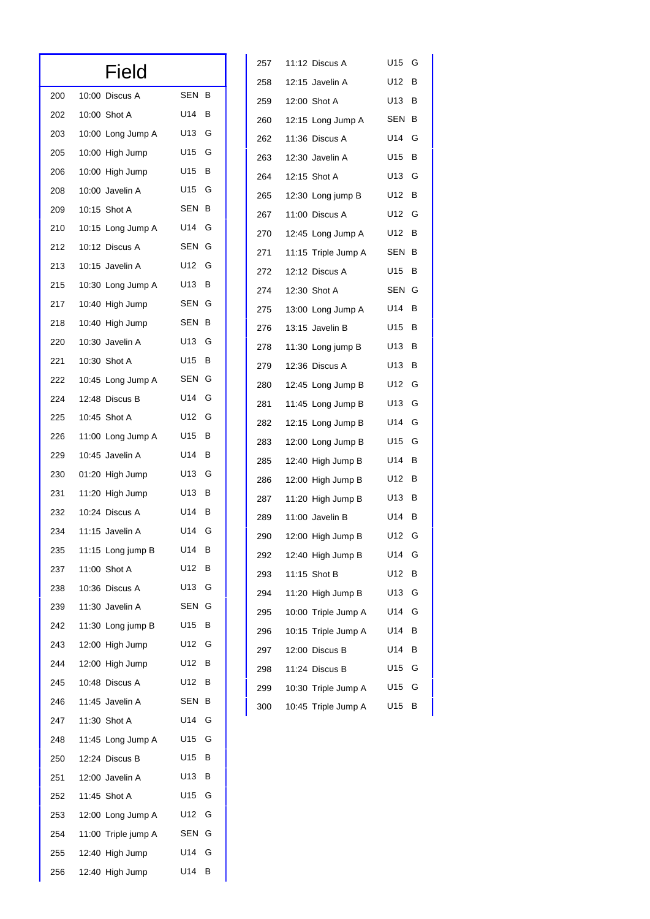# Field

| | | | | |
|---|---|---|---|---|
| 200 | 10:00 | Discus A | SEN | B |
| 202 | 10:00 | Shot A | U14 | B |
| 203 | 10:00 | Long Jump A | U13 | G |
| 205 | 10:00 | High Jump | U15 | G |
| 206 | 10:00 | High Jump | U15 | B |
| 208 | 10:00 | Javelin A | U15 | G |
| 209 | 10:15 | Shot A | SEN | B |
| 210 | 10:15 | Long Jump A | U14 | G |
| 212 | 10:12 | Discus A | SEN | G |
| 213 | 10:15 | Javelin A | U12 | G |
| 215 | 10:30 | Long Jump A | U13 | B |
| 217 | 10:40 | High Jump | SEN | G |
| 218 | 10:40 | High Jump | SEN | B |
| 220 | 10:30 | Javelin A | U13 | G |
| 221 | 10:30 | Shot A | U15 | B |
| 222 | 10:45 | Long Jump A | SEN | G |
| 224 | 12:48 | Discus B | U14 | G |
| 225 | 10:45 | Shot A | U12 | G |
| 226 | 11:00 | Long Jump A | U15 | B |
| 229 | 10:45 | Javelin A | U14 | B |
| 230 | 01:20 | High Jump | U13 | G |
| 231 | 11:20 | High Jump | U13 | B |
| 232 | 10:24 | Discus A | U14 | B |
| 234 | 11:15 | Javelin A | U14 | G |
| 235 | 11:15 | Long jump B | U14 | B |
| 237 | 11:00 | Shot A | U12 | B |
| 238 | 10:36 | Discus A | U13 | G |
| 239 | 11:30 | Javelin A | SEN | G |
| 242 | 11:30 | Long jump B | U15 | B |
| 243 | 12:00 | High Jump | U12 | G |
| 244 | 12:00 | High Jump | U12 | B |
| 245 | 10:48 | Discus A | U12 | B |
| 246 | 11:45 | Javelin A | SEN | B |
| 247 | 11:30 | Shot A | U14 | G |
| 248 | 11:45 | Long Jump A | U15 | G |
| 250 | 12:24 | Discus B | U15 | B |
| 251 | 12:00 | Javelin A | U13 | B |
| 252 | 11:45 | Shot A | U15 | G |
| 253 | 12:00 | Long Jump A | U12 | G |
| 254 | 11:00 | Triple jump A | SEN | G |
| 255 | 12:40 | High Jump | U14 | G |
| 256 | 12:40 | High Jump | U14 | B |
| 257 | 11:12 | Discus A | U15 | G |
| 258 | 12:15 | Javelin A | U12 | B |
| 259 | 12:00 | Shot A | U13 | B |
| 260 | 12:15 | Long Jump A | SEN | B |
| 262 | 11:36 | Discus A | U14 | G |
| 263 | 12:30 | Javelin A | U15 | B |
| 264 | 12:15 | Shot A | U13 | G |
| 265 | 12:30 | Long jump B | U12 | B |
| 267 | 11:00 | Discus A | U12 | G |
| 270 | 12:45 | Long Jump A | U12 | B |
| 271 | 11:15 | Triple Jump A | SEN | B |
| 272 | 12:12 | Discus A | U15 | B |
| 274 | 12:30 | Shot A | SEN | G |
| 275 | 13:00 | Long Jump A | U14 | B |
| 276 | 13:15 | Javelin B | U15 | B |
| 278 | 11:30 | Long jump B | U13 | B |
| 279 | 12:36 | Discus A | U13 | B |
| 280 | 12:45 | Long Jump B | U12 | G |
| 281 | 11:45 | Long Jump B | U13 | G |
| 282 | 12:15 | Long Jump B | U14 | G |
| 283 | 12:00 | Long Jump B | U15 | G |
| 285 | 12:40 | High Jump B | U14 | B |
| 286 | 12:00 | High Jump B | U12 | B |
| 287 | 11:20 | High Jump B | U13 | B |
| 289 | 11:00 | Javelin B | U14 | B |
| 290 | 12:00 | High Jump B | U12 | G |
| 292 | 12:40 | High Jump B | U14 | G |
| 293 | 11:15 | Shot B | U12 | B |
| 294 | 11:20 | High Jump B | U13 | G |
| 295 | 10:00 | Triple Jump A | U14 | G |
| 296 | 10:15 | Triple Jump A | U14 | B |
| 297 | 12:00 | Discus B | U14 | B |
| 298 | 11:24 | Discus B | U15 | G |
| 299 | 10:30 | Triple Jump A | U15 | G |
| 300 | 10:45 | Triple Jump A | U15 | B |